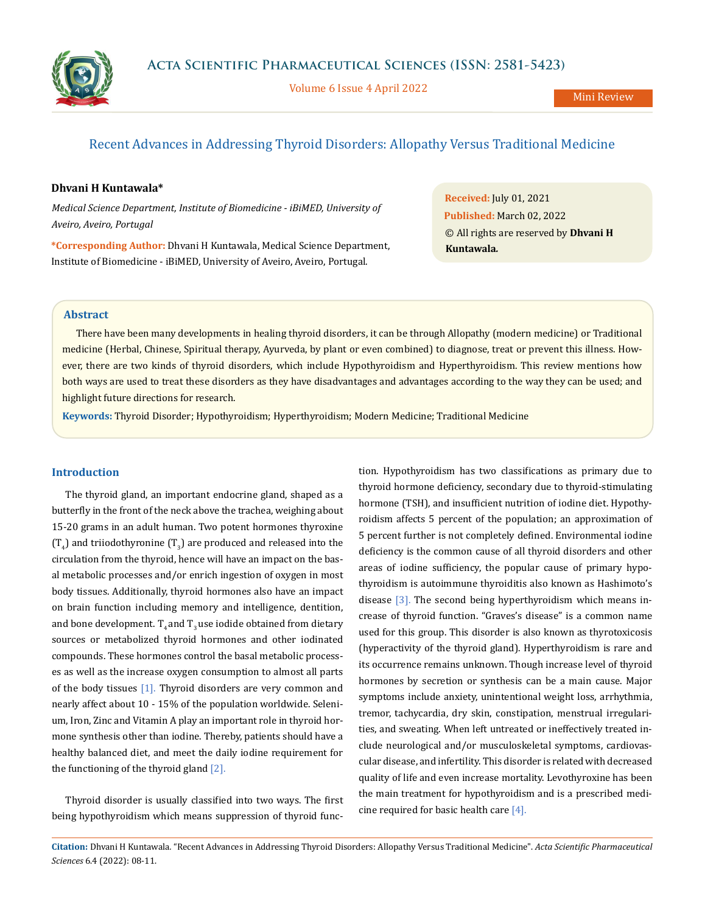Mini Review

# Recent Advances in Addressing Thyroid Disorders: Allopathy Versus Traditional Medicine

**Dhvani H Kuntawala***

*Medical Science Department, Institute of Biomedicine - iBiMED, University of Aveiro, Aveiro, Portugal*

***Corresponding Author:** Dhvani H Kuntawala, Medical Science Department, Institute of Biomedicine - iBiMED, University of Aveiro, Aveiro, Portugal.

**Received:** July 01, 2021
**Published:** March 02, 2022
© All rights are reserved by **Dhvani H Kuntawala.**

## Abstract

There have been many developments in healing thyroid disorders, it can be through Allopathy (modern medicine) or Traditional medicine (Herbal, Chinese, Spiritual therapy, Ayurveda, by plant or even combined) to diagnose, treat or prevent this illness. However, there are two kinds of thyroid disorders, which include Hypothyroidism and Hyperthyroidism. This review mentions how both ways are used to treat these disorders as they have disadvantages and advantages according to the way they can be used; and highlight future directions for research.

**Keywords:** Thyroid Disorder; Hypothyroidism; Hyperthyroidism; Modern Medicine; Traditional Medicine

## Introduction

The thyroid gland, an important endocrine gland, shaped as a butterfly in the front of the neck above the trachea, weighing about 15-20 grams in an adult human. Two potent hormones thyroxine ($T_4$) and triiodothyronine ($T_3$) are produced and released into the circulation from the thyroid, hence will have an impact on the basal metabolic processes and/or enrich ingestion of oxygen in most body tissues. Additionally, thyroid hormones also have an impact on brain function including memory and intelligence, dentition, and bone development. $T_4$ and $T_3$ use iodide obtained from dietary sources or metabolized thyroid hormones and other iodinated compounds. These hormones control the basal metabolic processes as well as the increase oxygen consumption to almost all parts of the body tissues [1]. Thyroid disorders are very common and nearly affect about 10 - 15% of the population worldwide. Selenium, Iron, Zinc and Vitamin A play an important role in thyroid hormone synthesis other than iodine. Thereby, patients should have a healthy balanced diet, and meet the daily iodine requirement for the functioning of the thyroid gland [2].

Thyroid disorder is usually classified into two ways. The first being hypothyroidism which means suppression of thyroid function. Hypothyroidism has two classifications as primary due to thyroid hormone deficiency, secondary due to thyroid-stimulating hormone (TSH), and insufficient nutrition of iodine diet. Hypothyroidism affects 5 percent of the population; an approximation of 5 percent further is not completely defined. Environmental iodine deficiency is the common cause of all thyroid disorders and other areas of iodine sufficiency, the popular cause of primary hypothyroidism is autoimmune thyroiditis also known as Hashimoto's disease [3]. The second being hyperthyroidism which means increase of thyroid function. "Graves's disease" is a common name used for this group. This disorder is also known as thyrotoxicosis (hyperactivity of the thyroid gland). Hyperthyroidism is rare and its occurrence remains unknown. Though increase level of thyroid hormones by secretion or synthesis can be a main cause. Major symptoms include anxiety, unintentional weight loss, arrhythmia, tremor, tachycardia, dry skin, constipation, menstrual irregularities, and sweating. When left untreated or ineffectively treated include neurological and/or musculoskeletal symptoms, cardiovascular disease, and infertility. This disorder is related with decreased quality of life and even increase mortality. Levothyroxine has been the main treatment for hypothyroidism and is a prescribed medicine required for basic health care [4].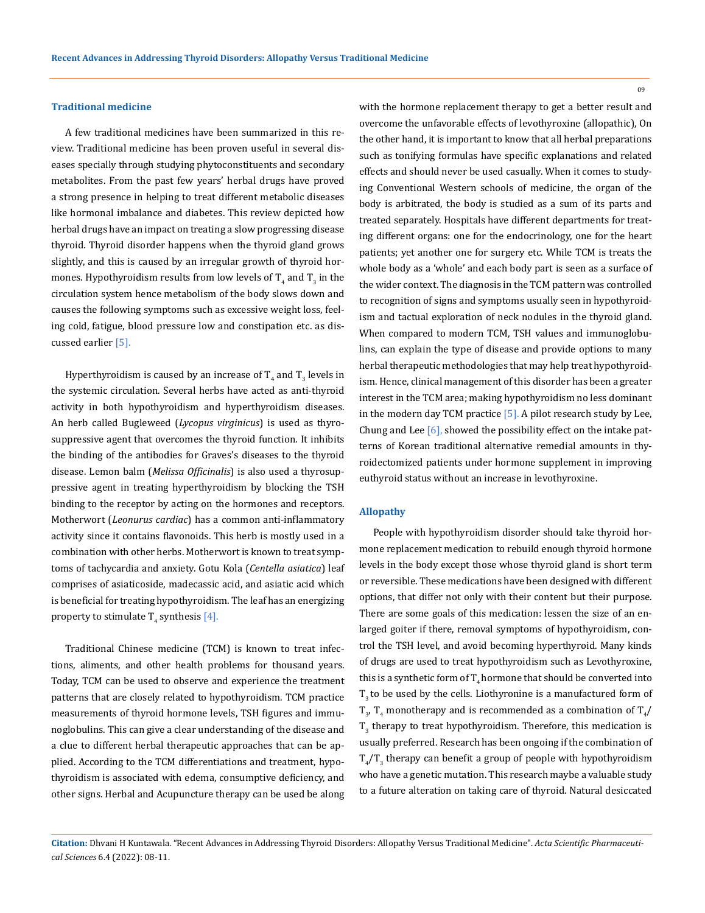## Traditional medicine

A few traditional medicines have been summarized in this review. Traditional medicine has been proven useful in several diseases specially through studying phytoconstituents and secondary metabolites. From the past few years' herbal drugs have proved a strong presence in helping to treat different metabolic diseases like hormonal imbalance and diabetes. This review depicted how herbal drugs have an impact on treating a slow progressing disease thyroid. Thyroid disorder happens when the thyroid gland grows slightly, and this is caused by an irregular growth of thyroid hormones. Hypothyroidism results from low levels of $T_4$ and $T_3$ in the circulation system hence metabolism of the body slows down and causes the following symptoms such as excessive weight loss, feeling cold, fatigue, blood pressure low and constipation etc. as discussed earlier [5].

Hyperthyroidism is caused by an increase of $T_4$ and $T_3$ levels in the systemic circulation. Several herbs have acted as anti-thyroid activity in both hypothyroidism and hyperthyroidism diseases. An herb called Bugleweed (*Lycopus virginicus*) is used as thyrosuppressive agent that overcomes the thyroid function. It inhibits the binding of the antibodies for Graves's diseases to the thyroid disease. Lemon balm (*Melissa Officinalis*) is also used a thyrosuppressive agent in treating hyperthyroidism by blocking the TSH binding to the receptor by acting on the hormones and receptors. Motherwort (*Leonurus cardiac*) has a common anti-inflammatory activity since it contains flavonoids. This herb is mostly used in a combination with other herbs. Motherwort is known to treat symptoms of tachycardia and anxiety. Gotu Kola (*Centella asiatica*) leaf comprises of asiaticoside, madecassic acid, and asiatic acid which is beneficial for treating hypothyroidism. The leaf has an energizing property to stimulate $T_4$ synthesis [4].

Traditional Chinese medicine (TCM) is known to treat infections, aliments, and other health problems for thousand years. Today, TCM can be used to observe and experience the treatment patterns that are closely related to hypothyroidism. TCM practice measurements of thyroid hormone levels, TSH figures and immunoglobulins. This can give a clear understanding of the disease and a clue to different herbal therapeutic approaches that can be applied. According to the TCM differentiations and treatment, hypothyroidism is associated with edema, consumptive deficiency, and other signs. Herbal and Acupuncture therapy can be used be along with the hormone replacement therapy to get a better result and overcome the unfavorable effects of levothyroxine (allopathic), On the other hand, it is important to know that all herbal preparations such as tonifying formulas have specific explanations and related effects and should never be used casually. When it comes to studying Conventional Western schools of medicine, the organ of the body is arbitrated, the body is studied as a sum of its parts and treated separately. Hospitals have different departments for treating different organs: one for the endocrinology, one for the heart patients; yet another one for surgery etc. While TCM is treats the whole body as a 'whole' and each body part is seen as a surface of the wider context. The diagnosis in the TCM pattern was controlled to recognition of signs and symptoms usually seen in hypothyroidism and tactual exploration of neck nodules in the thyroid gland. When compared to modern TCM, TSH values and immunoglobulins, can explain the type of disease and provide options to many herbal therapeutic methodologies that may help treat hypothyroidism. Hence, clinical management of this disorder has been a greater interest in the TCM area; making hypothyroidism no less dominant in the modern day TCM practice [5]. A pilot research study by Lee, Chung and Lee [6], showed the possibility effect on the intake patterns of Korean traditional alternative remedial amounts in thyroidectomized patients under hormone supplement in improving euthyroid status without an increase in levothyroxine.

## Allopathy

People with hypothyroidism disorder should take thyroid hormone replacement medication to rebuild enough thyroid hormone levels in the body except those whose thyroid gland is short term or reversible. These medications have been designed with different options, that differ not only with their content but their purpose. There are some goals of this medication: lessen the size of an enlarged goiter if there, removal symptoms of hypothyroidism, control the TSH level, and avoid becoming hyperthyroid. Many kinds of drugs are used to treat hypothyroidism such as Levothyroxine, this is a synthetic form of $T_4$ hormone that should be converted into $T_3$ to be used by the cells. Liothyronine is a manufactured form of $T_3$, $T_4$ monotherapy and is recommended as a combination of $T_4$/$T_3$ therapy to treat hypothyroidism. Therefore, this medication is usually preferred. Research has been ongoing if the combination of $T_4$/$T_3$ therapy can benefit a group of people with hypothyroidism who have a genetic mutation. This research maybe a valuable study to a future alteration on taking care of thyroid. Natural desiccated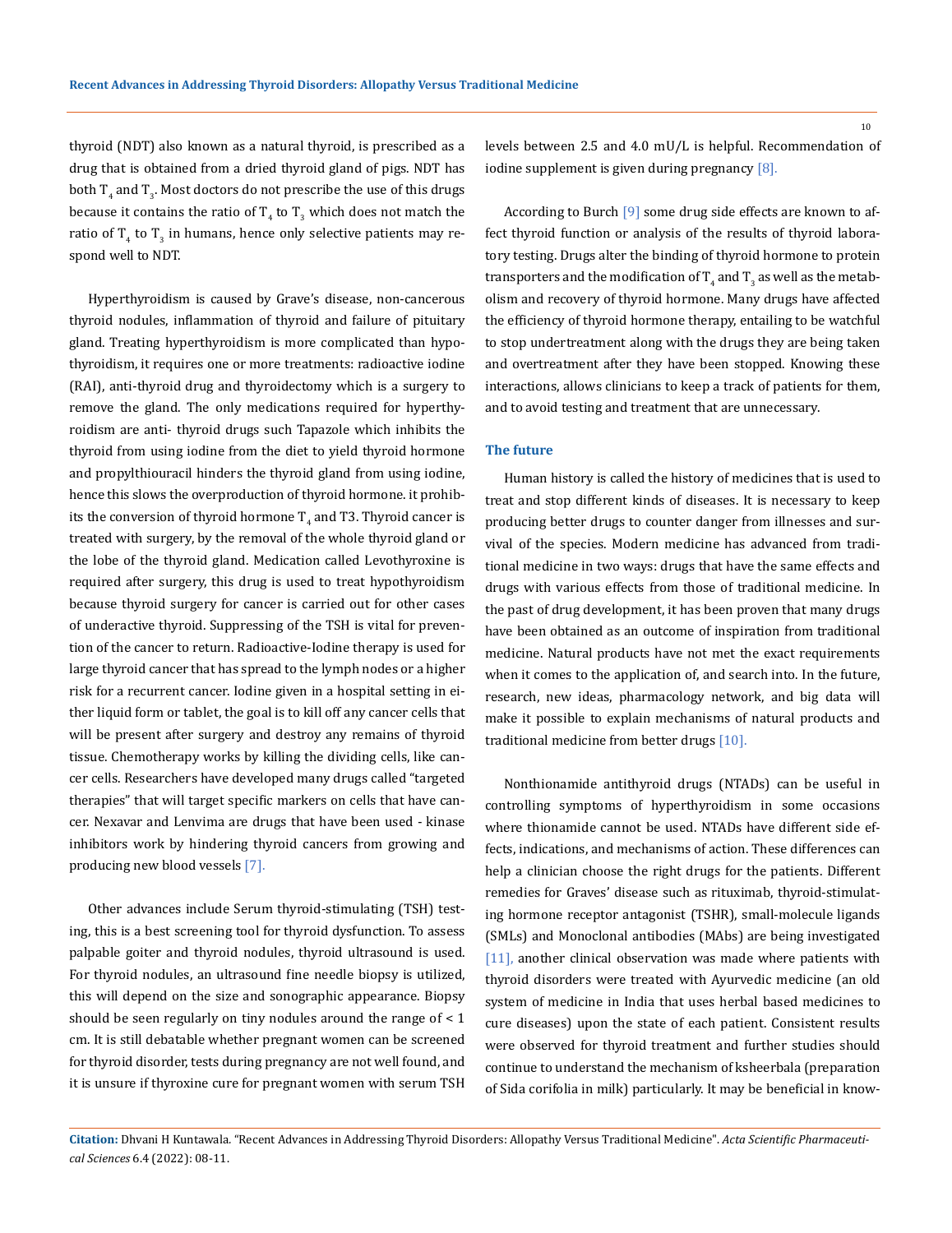thyroid (NDT) also known as a natural thyroid, is prescribed as a drug that is obtained from a dried thyroid gland of pigs. NDT has both $T_4$ and $T_3$. Most doctors do not prescribe the use of this drugs because it contains the ratio of $T_4$ to $T_3$ which does not match the ratio of $T_4$ to $T_3$ in humans, hence only selective patients may respond well to NDT.

Hyperthyroidism is caused by Grave's disease, non-cancerous thyroid nodules, inflammation of thyroid and failure of pituitary gland. Treating hyperthyroidism is more complicated than hypothyroidism, it requires one or more treatments: radioactive iodine (RAI), anti-thyroid drug and thyroidectomy which is a surgery to remove the gland. The only medications required for hyperthyroidism are anti- thyroid drugs such Tapazole which inhibits the thyroid from using iodine from the diet to yield thyroid hormone and propylthiouracil hinders the thyroid gland from using iodine, hence this slows the overproduction of thyroid hormone. it prohibits the conversion of thyroid hormone $T_4$ and T3. Thyroid cancer is treated with surgery, by the removal of the whole thyroid gland or the lobe of the thyroid gland. Medication called Levothyroxine is required after surgery, this drug is used to treat hypothyroidism because thyroid surgery for cancer is carried out for other cases of underactive thyroid. Suppressing of the TSH is vital for prevention of the cancer to return. Radioactive-Iodine therapy is used for large thyroid cancer that has spread to the lymph nodes or a higher risk for a recurrent cancer. Iodine given in a hospital setting in either liquid form or tablet, the goal is to kill off any cancer cells that will be present after surgery and destroy any remains of thyroid tissue. Chemotherapy works by killing the dividing cells, like cancer cells. Researchers have developed many drugs called "targeted therapies" that will target specific markers on cells that have cancer. Nexavar and Lenvima are drugs that have been used - kinase inhibitors work by hindering thyroid cancers from growing and producing new blood vessels [7].

Other advances include Serum thyroid-stimulating (TSH) testing, this is a best screening tool for thyroid dysfunction. To assess palpable goiter and thyroid nodules, thyroid ultrasound is used. For thyroid nodules, an ultrasound fine needle biopsy is utilized, this will depend on the size and sonographic appearance. Biopsy should be seen regularly on tiny nodules around the range of < 1 cm. It is still debatable whether pregnant women can be screened for thyroid disorder, tests during pregnancy are not well found, and it is unsure if thyroxine cure for pregnant women with serum TSH levels between 2.5 and 4.0 mU/L is helpful. Recommendation of iodine supplement is given during pregnancy [8].

According to Burch [9] some drug side effects are known to affect thyroid function or analysis of the results of thyroid laboratory testing. Drugs alter the binding of thyroid hormone to protein transporters and the modification of $T_4$ and $T_3$ as well as the metabolism and recovery of thyroid hormone. Many drugs have affected the efficiency of thyroid hormone therapy, entailing to be watchful to stop undertreatment along with the drugs they are being taken and overtreatment after they have been stopped. Knowing these interactions, allows clinicians to keep a track of patients for them, and to avoid testing and treatment that are unnecessary.

## The future

Human history is called the history of medicines that is used to treat and stop different kinds of diseases. It is necessary to keep producing better drugs to counter danger from illnesses and survival of the species. Modern medicine has advanced from traditional medicine in two ways: drugs that have the same effects and drugs with various effects from those of traditional medicine. In the past of drug development, it has been proven that many drugs have been obtained as an outcome of inspiration from traditional medicine. Natural products have not met the exact requirements when it comes to the application of, and search into. In the future, research, new ideas, pharmacology network, and big data will make it possible to explain mechanisms of natural products and traditional medicine from better drugs [10].

Nonthionamide antithyroid drugs (NTADs) can be useful in controlling symptoms of hyperthyroidism in some occasions where thionamide cannot be used. NTADs have different side effects, indications, and mechanisms of action. These differences can help a clinician choose the right drugs for the patients. Different remedies for Graves' disease such as rituximab, thyroid-stimulating hormone receptor antagonist (TSHR), small-molecule ligands (SMLs) and Monoclonal antibodies (MAbs) are being investigated [11], another clinical observation was made where patients with thyroid disorders were treated with Ayurvedic medicine (an old system of medicine in India that uses herbal based medicines to cure diseases) upon the state of each patient. Consistent results were observed for thyroid treatment and further studies should continue to understand the mechanism of ksheerbala (preparation of Sida corifolia in milk) particularly. It may be beneficial in know-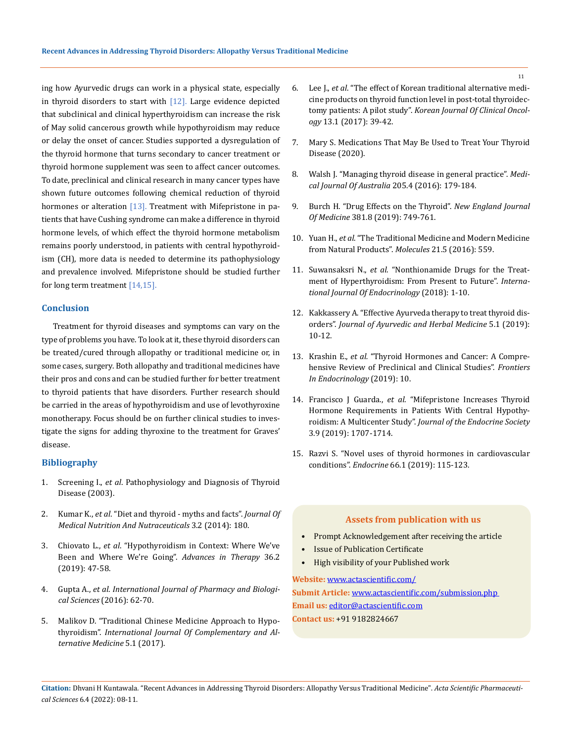ing how Ayurvedic drugs can work in a physical state, especially in thyroid disorders to start with [12]. Large evidence depicted that subclinical and clinical hyperthyroidism can increase the risk of May solid cancerous growth while hypothyroidism may reduce or delay the onset of cancer. Studies supported a dysregulation of the thyroid hormone that turns secondary to cancer treatment or thyroid hormone supplement was seen to affect cancer outcomes. To date, preclinical and clinical research in many cancer types have shown future outcomes following chemical reduction of thyroid hormones or alteration [13]. Treatment with Mifepristone in patients that have Cushing syndrome can make a difference in thyroid hormone levels, of which effect the thyroid hormone metabolism remains poorly understood, in patients with central hypothyroidism (CH), more data is needed to determine its pathophysiology and prevalence involved. Mifepristone should be studied further for long term treatment [14,15].

## Conclusion

Treatment for thyroid diseases and symptoms can vary on the type of problems you have. To look at it, these thyroid disorders can be treated/cured through allopathy or traditional medicine or, in some cases, surgery. Both allopathy and traditional medicines have their pros and cons and can be studied further for better treatment to thyroid patients that have disorders. Further research should be carried in the areas of hypothyroidism and use of levothyroxine monotherapy. Focus should be on further clinical studies to investigate the signs for adding thyroxine to the treatment for Graves' disease.

## Bibliography

1. Screening I., *et al*. Pathophysiology and Diagnosis of Thyroid Disease (2003).
2. Kumar K., *et al*. "Diet and thyroid - myths and facts". *Journal Of Medical Nutrition And Nutraceuticals* 3.2 (2014): 180.
3. Chiovato L., *et al*. "Hypothyroidism in Context: Where We've Been and Where We're Going". *Advances in Therapy* 36.2 (2019): 47-58.
4. Gupta A., *et al*. *International Journal of Pharmacy and Biological Sciences* (2016): 62-70.
5. Malikov D. "Traditional Chinese Medicine Approach to Hypothyroidism". *International Journal Of Complementary and Alternative Medicine* 5.1 (2017).
6. Lee J., *et al*. "The effect of Korean traditional alternative medicine products on thyroid function level in post-total thyroidectomy patients: A pilot study". *Korean Journal Of Clinical Oncology* 13.1 (2017): 39-42.
7. Mary S. Medications That May Be Used to Treat Your Thyroid Disease (2020).
8. Walsh J. "Managing thyroid disease in general practice". *Medical Journal Of Australia* 205.4 (2016): 179-184.
9. Burch H. "Drug Effects on the Thyroid". *New England Journal Of Medicine* 381.8 (2019): 749-761.
10. Yuan H., *et al*. "The Traditional Medicine and Modern Medicine from Natural Products". *Molecules* 21.5 (2016): 559.
11. Suwansaksri N., *et al*. "Nonthionamide Drugs for the Treatment of Hyperthyroidism: From Present to Future". *International Journal Of Endocrinology* (2018): 1-10.
12. Kakkassery A. "Effective Ayurveda therapy to treat thyroid disorders". *Journal of Ayurvedic and Herbal Medicine* 5.1 (2019): 10-12.
13. Krashin E., *et al*. "Thyroid Hormones and Cancer: A Comprehensive Review of Preclinical and Clinical Studies". *Frontiers In Endocrinology* (2019): 10.
14. Francisco J Guarda., *et al*. "Mifepristone Increases Thyroid Hormone Requirements in Patients With Central Hypothyroidism: A Multicenter Study". *Journal of the Endocrine Society* 3.9 (2019): 1707-1714.
15. Razvi S. "Novel uses of thyroid hormones in cardiovascular conditions". *Endocrine* 66.1 (2019): 115-123.

**Assets from publication with us**

- Prompt Acknowledgement after receiving the article
- Issue of Publication Certificate
- High visibility of your Published work

**Website:** www.actascientific.com/
**Submit Article:** www.actascientific.com/submission.php
**Email us:** editor@actascientific.com
**Contact us:** +91 9182824667